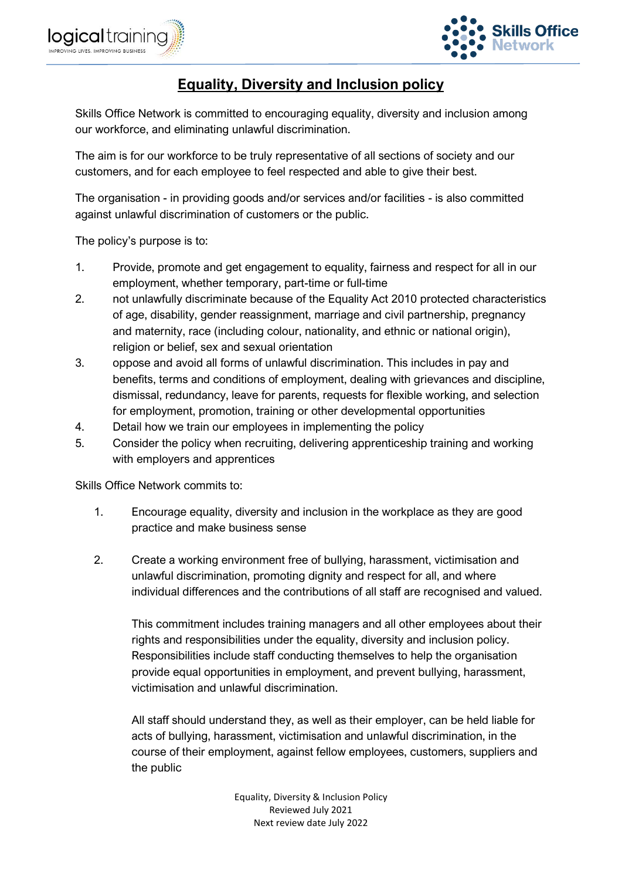# Equality, Diversity and Inclusion policy

Skills Office Network is committed to encouraging equality, diversity and inclusion among our workforce, and eliminating unlawful discrimination.

The aim is for our workforce to be truly representative of all sections of society and our customers, and for each employee to feel respected and able to give their best.

The organisation - in providing goods and/or services and/or facilities - is also committed against unlawful discrimination of customers or the public.

The policy's purpose is to:

1. Provide, promote and get engagement to equality, fairness and respect for all in our employment, whether temporary, part-time or full-time
2. not unlawfully discriminate because of the Equality Act 2010 protected characteristics of age, disability, gender reassignment, marriage and civil partnership, pregnancy and maternity, race (including colour, nationality, and ethnic or national origin), religion or belief, sex and sexual orientation
3. oppose and avoid all forms of unlawful discrimination. This includes in pay and benefits, terms and conditions of employment, dealing with grievances and discipline, dismissal, redundancy, leave for parents, requests for flexible working, and selection for employment, promotion, training or other developmental opportunities
4. Detail how we train our employees in implementing the policy
5. Consider the policy when recruiting, delivering apprenticeship training and working with employers and apprentices

Skills Office Network commits to:

1. Encourage equality, diversity and inclusion in the workplace as they are good practice and make business sense

2. Create a working environment free of bullying, harassment, victimisation and unlawful discrimination, promoting dignity and respect for all, and where individual differences and the contributions of all staff are recognised and valued.

   This commitment includes training managers and all other employees about their rights and responsibilities under the equality, diversity and inclusion policy. Responsibilities include staff conducting themselves to help the organisation provide equal opportunities in employment, and prevent bullying, harassment, victimisation and unlawful discrimination.

   All staff should understand they, as well as their employer, can be held liable for acts of bullying, harassment, victimisation and unlawful discrimination, in the course of their employment, against fellow employees, customers, suppliers and the public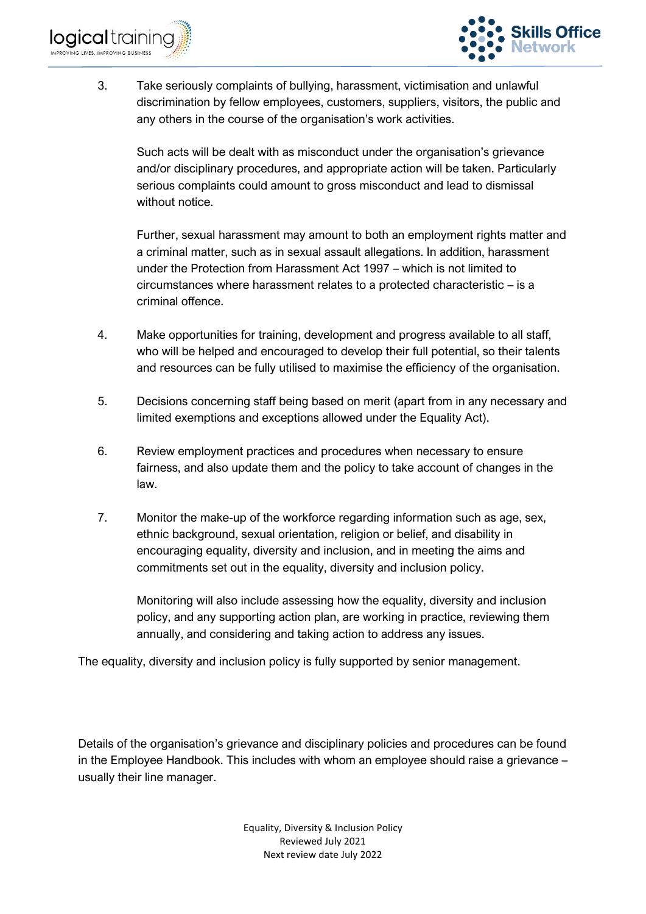3. Take seriously complaints of bullying, harassment, victimisation and unlawful discrimination by fellow employees, customers, suppliers, visitors, the public and any others in the course of the organisation's work activities.

   Such acts will be dealt with as misconduct under the organisation's grievance and/or disciplinary procedures, and appropriate action will be taken. Particularly serious complaints could amount to gross misconduct and lead to dismissal without notice.

   Further, sexual harassment may amount to both an employment rights matter and a criminal matter, such as in sexual assault allegations. In addition, harassment under the Protection from Harassment Act 1997 – which is not limited to circumstances where harassment relates to a protected characteristic – is a criminal offence.

4. Make opportunities for training, development and progress available to all staff, who will be helped and encouraged to develop their full potential, so their talents and resources can be fully utilised to maximise the efficiency of the organisation.

5. Decisions concerning staff being based on merit (apart from in any necessary and limited exemptions and exceptions allowed under the Equality Act).

6. Review employment practices and procedures when necessary to ensure fairness, and also update them and the policy to take account of changes in the law.

7. Monitor the make-up of the workforce regarding information such as age, sex, ethnic background, sexual orientation, religion or belief, and disability in encouraging equality, diversity and inclusion, and in meeting the aims and commitments set out in the equality, diversity and inclusion policy.

   Monitoring will also include assessing how the equality, diversity and inclusion policy, and any supporting action plan, are working in practice, reviewing them annually, and considering and taking action to address any issues.

The equality, diversity and inclusion policy is fully supported by senior management.

Details of the organisation's grievance and disciplinary policies and procedures can be found in the Employee Handbook. This includes with whom an employee should raise a grievance – usually their line manager.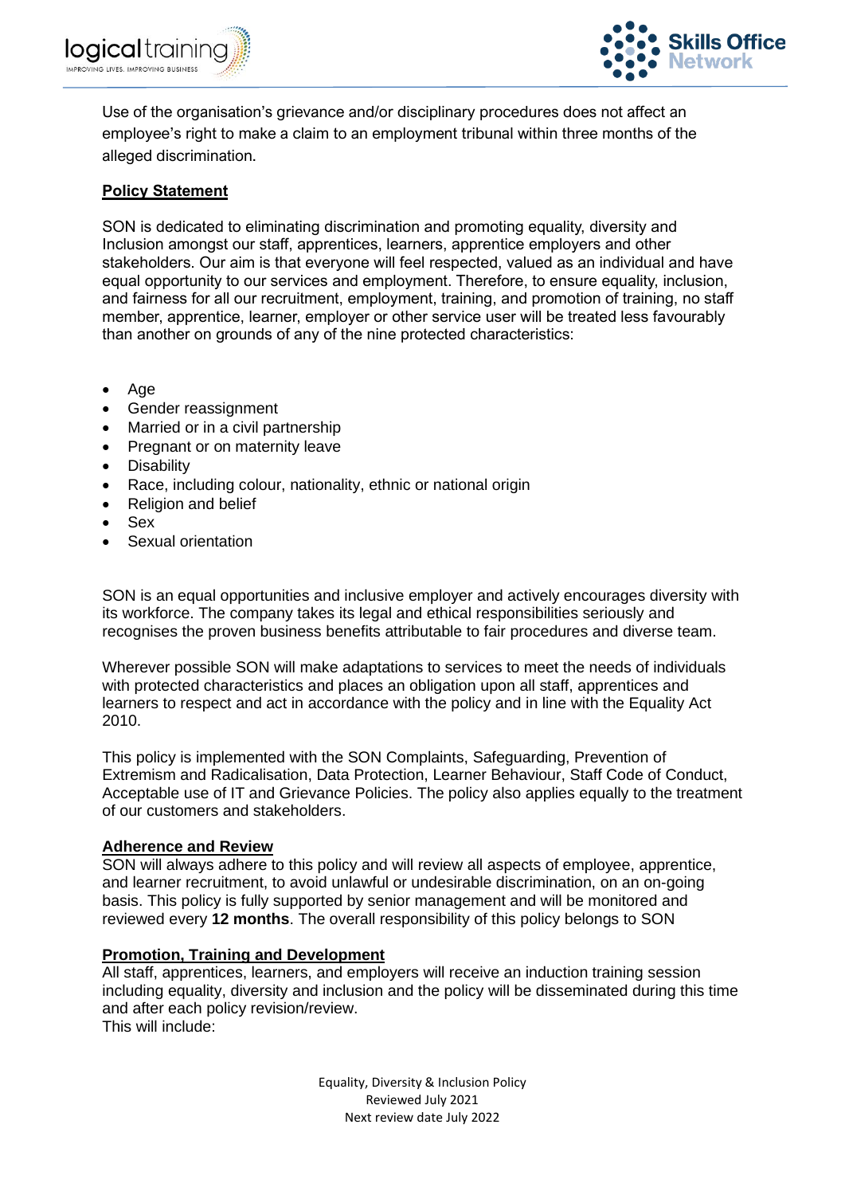Use of the organisation's grievance and/or disciplinary procedures does not affect an employee's right to make a claim to an employment tribunal within three months of the alleged discrimination.

## Policy Statement

SON is dedicated to eliminating discrimination and promoting equality, diversity and Inclusion amongst our staff, apprentices, learners, apprentice employers and other stakeholders. Our aim is that everyone will feel respected, valued as an individual and have equal opportunity to our services and employment. Therefore, to ensure equality, inclusion, and fairness for all our recruitment, employment, training, and promotion of training, no staff member, apprentice, learner, employer or other service user will be treated less favourably than another on grounds of any of the nine protected characteristics:

- Age
- Gender reassignment
- Married or in a civil partnership
- Pregnant or on maternity leave
- Disability
- Race, including colour, nationality, ethnic or national origin
- Religion and belief
- Sex
- Sexual orientation

SON is an equal opportunities and inclusive employer and actively encourages diversity with its workforce. The company takes its legal and ethical responsibilities seriously and recognises the proven business benefits attributable to fair procedures and diverse team.

Wherever possible SON will make adaptations to services to meet the needs of individuals with protected characteristics and places an obligation upon all staff, apprentices and learners to respect and act in accordance with the policy and in line with the Equality Act 2010.

This policy is implemented with the SON Complaints, Safeguarding, Prevention of Extremism and Radicalisation, Data Protection, Learner Behaviour, Staff Code of Conduct, Acceptable use of IT and Grievance Policies. The policy also applies equally to the treatment of our customers and stakeholders.

## Adherence and Review

SON will always adhere to this policy and will review all aspects of employee, apprentice, and learner recruitment, to avoid unlawful or undesirable discrimination, on an on-going basis. This policy is fully supported by senior management and will be monitored and reviewed every **12 months**. The overall responsibility of this policy belongs to SON

## Promotion, Training and Development

All staff, apprentices, learners, and employers will receive an induction training session including equality, diversity and inclusion and the policy will be disseminated during this time and after each policy revision/review.
This will include: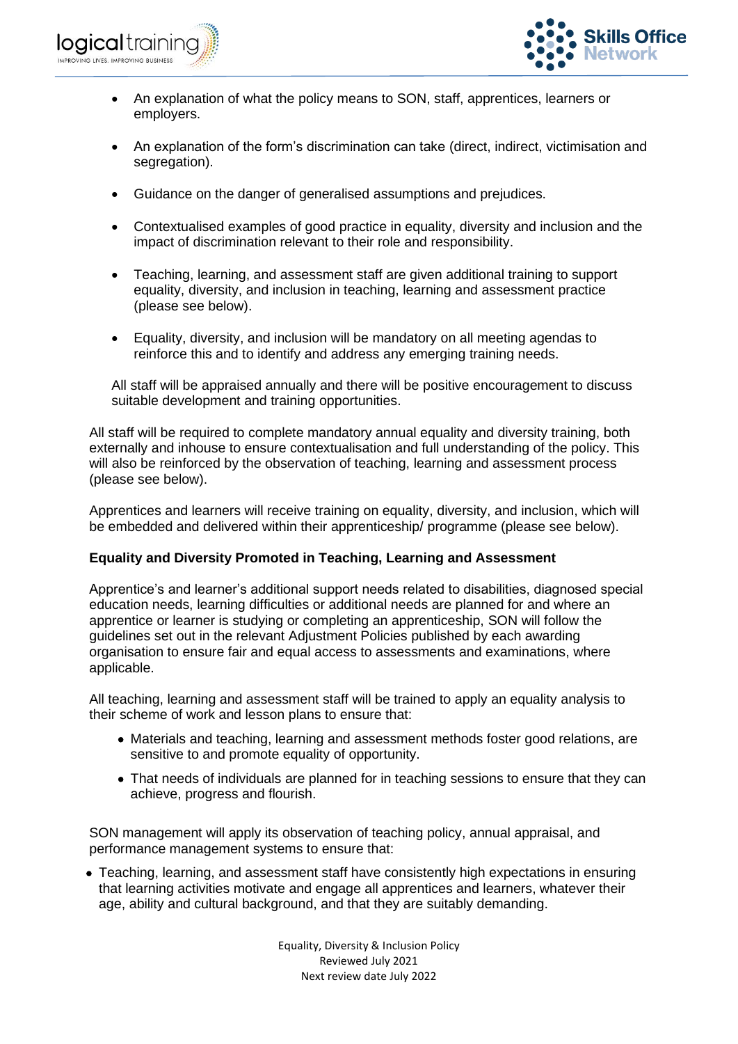- An explanation of what the policy means to SON, staff, apprentices, learners or employers.

- An explanation of the form's discrimination can take (direct, indirect, victimisation and segregation).

- Guidance on the danger of generalised assumptions and prejudices.

- Contextualised examples of good practice in equality, diversity and inclusion and the impact of discrimination relevant to their role and responsibility.

- Teaching, learning, and assessment staff are given additional training to support equality, diversity, and inclusion in teaching, learning and assessment practice (please see below).

- Equality, diversity, and inclusion will be mandatory on all meeting agendas to reinforce this and to identify and address any emerging training needs.

All staff will be appraised annually and there will be positive encouragement to discuss suitable development and training opportunities.

All staff will be required to complete mandatory annual equality and diversity training, both externally and inhouse to ensure contextualisation and full understanding of the policy. This will also be reinforced by the observation of teaching, learning and assessment process (please see below).

Apprentices and learners will receive training on equality, diversity, and inclusion, which will be embedded and delivered within their apprenticeship/ programme (please see below).

**Equality and Diversity Promoted in Teaching, Learning and Assessment**

Apprentice's and learner's additional support needs related to disabilities, diagnosed special education needs, learning difficulties or additional needs are planned for and where an apprentice or learner is studying or completing an apprenticeship, SON will follow the guidelines set out in the relevant Adjustment Policies published by each awarding organisation to ensure fair and equal access to assessments and examinations, where applicable.

All teaching, learning and assessment staff will be trained to apply an equality analysis to their scheme of work and lesson plans to ensure that:

- Materials and teaching, learning and assessment methods foster good relations, are sensitive to and promote equality of opportunity.

- That needs of individuals are planned for in teaching sessions to ensure that they can achieve, progress and flourish.

SON management will apply its observation of teaching policy, annual appraisal, and performance management systems to ensure that:

- Teaching, learning, and assessment staff have consistently high expectations in ensuring that learning activities motivate and engage all apprentices and learners, whatever their age, ability and cultural background, and that they are suitably demanding.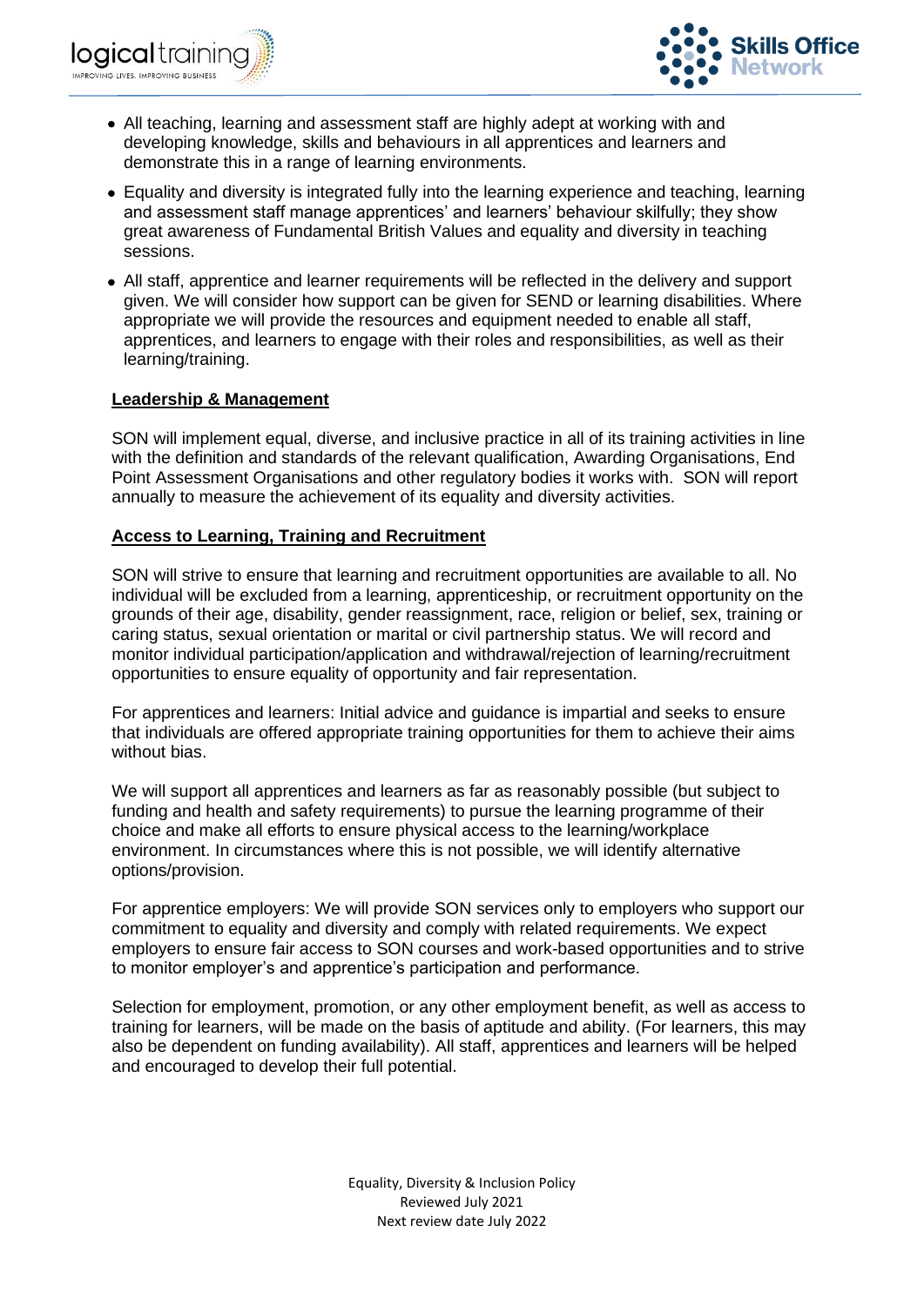- All teaching, learning and assessment staff are highly adept at working with and developing knowledge, skills and behaviours in all apprentices and learners and demonstrate this in a range of learning environments.
- Equality and diversity is integrated fully into the learning experience and teaching, learning and assessment staff manage apprentices' and learners' behaviour skilfully; they show great awareness of Fundamental British Values and equality and diversity in teaching sessions.
- All staff, apprentice and learner requirements will be reflected in the delivery and support given. We will consider how support can be given for SEND or learning disabilities. Where appropriate we will provide the resources and equipment needed to enable all staff, apprentices, and learners to engage with their roles and responsibilities, as well as their learning/training.

**Leadership & Management**

SON will implement equal, diverse, and inclusive practice in all of its training activities in line with the definition and standards of the relevant qualification, Awarding Organisations, End Point Assessment Organisations and other regulatory bodies it works with. SON will report annually to measure the achievement of its equality and diversity activities.

**Access to Learning, Training and Recruitment**

SON will strive to ensure that learning and recruitment opportunities are available to all. No individual will be excluded from a learning, apprenticeship, or recruitment opportunity on the grounds of their age, disability, gender reassignment, race, religion or belief, sex, training or caring status, sexual orientation or marital or civil partnership status. We will record and monitor individual participation/application and withdrawal/rejection of learning/recruitment opportunities to ensure equality of opportunity and fair representation.

For apprentices and learners: Initial advice and guidance is impartial and seeks to ensure that individuals are offered appropriate training opportunities for them to achieve their aims without bias.

We will support all apprentices and learners as far as reasonably possible (but subject to funding and health and safety requirements) to pursue the learning programme of their choice and make all efforts to ensure physical access to the learning/workplace environment. In circumstances where this is not possible, we will identify alternative options/provision.

For apprentice employers: We will provide SON services only to employers who support our commitment to equality and diversity and comply with related requirements. We expect employers to ensure fair access to SON courses and work-based opportunities and to strive to monitor employer's and apprentice's participation and performance.

Selection for employment, promotion, or any other employment benefit, as well as access to training for learners, will be made on the basis of aptitude and ability. (For learners, this may also be dependent on funding availability). All staff, apprentices and learners will be helped and encouraged to develop their full potential.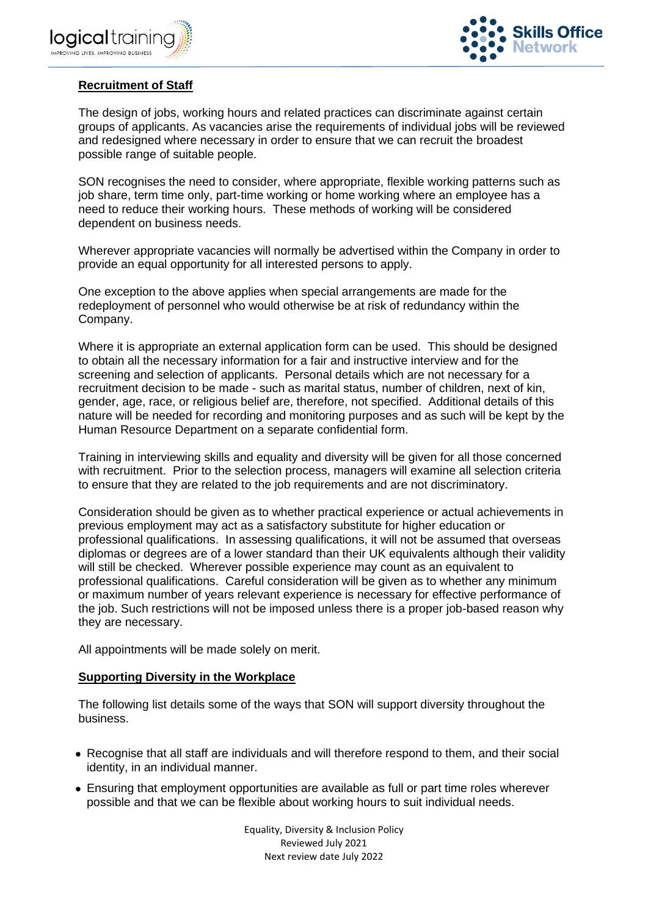**Recruitment of Staff**

The design of jobs, working hours and related practices can discriminate against certain groups of applicants. As vacancies arise the requirements of individual jobs will be reviewed and redesigned where necessary in order to ensure that we can recruit the broadest possible range of suitable people.

SON recognises the need to consider, where appropriate, flexible working patterns such as job share, term time only, part-time working or home working where an employee has a need to reduce their working hours. These methods of working will be considered dependent on business needs.

Wherever appropriate vacancies will normally be advertised within the Company in order to provide an equal opportunity for all interested persons to apply.

One exception to the above applies when special arrangements are made for the redeployment of personnel who would otherwise be at risk of redundancy within the Company.

Where it is appropriate an external application form can be used. This should be designed to obtain all the necessary information for a fair and instructive interview and for the screening and selection of applicants. Personal details which are not necessary for a recruitment decision to be made - such as marital status, number of children, next of kin, gender, age, race, or religious belief are, therefore, not specified. Additional details of this nature will be needed for recording and monitoring purposes and as such will be kept by the Human Resource Department on a separate confidential form.

Training in interviewing skills and equality and diversity will be given for all those concerned with recruitment. Prior to the selection process, managers will examine all selection criteria to ensure that they are related to the job requirements and are not discriminatory.

Consideration should be given as to whether practical experience or actual achievements in previous employment may act as a satisfactory substitute for higher education or professional qualifications. In assessing qualifications, it will not be assumed that overseas diplomas or degrees are of a lower standard than their UK equivalents although their validity will still be checked. Wherever possible experience may count as an equivalent to professional qualifications. Careful consideration will be given as to whether any minimum or maximum number of years relevant experience is necessary for effective performance of the job. Such restrictions will not be imposed unless there is a proper job-based reason why they are necessary.

All appointments will be made solely on merit.

**Supporting Diversity in the Workplace**

The following list details some of the ways that SON will support diversity throughout the business.

- Recognise that all staff are individuals and will therefore respond to them, and their social identity, in an individual manner.
- Ensuring that employment opportunities are available as full or part time roles wherever possible and that we can be flexible about working hours to suit individual needs.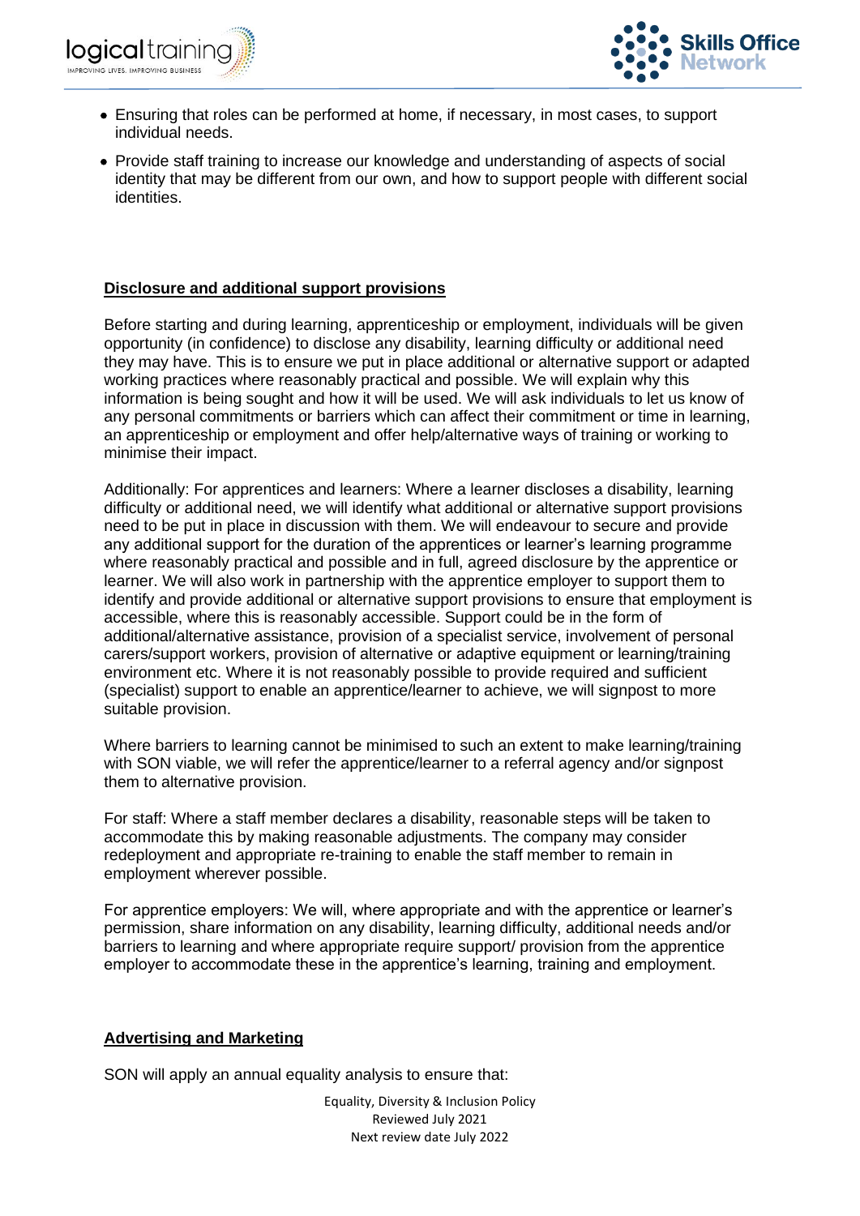- Ensuring that roles can be performed at home, if necessary, in most cases, to support individual needs.
- Provide staff training to increase our knowledge and understanding of aspects of social identity that may be different from our own, and how to support people with different social identities.

**Disclosure and additional support provisions**

Before starting and during learning, apprenticeship or employment, individuals will be given opportunity (in confidence) to disclose any disability, learning difficulty or additional need they may have. This is to ensure we put in place additional or alternative support or adapted working practices where reasonably practical and possible. We will explain why this information is being sought and how it will be used. We will ask individuals to let us know of any personal commitments or barriers which can affect their commitment or time in learning, an apprenticeship or employment and offer help/alternative ways of training or working to minimise their impact.

Additionally: For apprentices and learners: Where a learner discloses a disability, learning difficulty or additional need, we will identify what additional or alternative support provisions need to be put in place in discussion with them. We will endeavour to secure and provide any additional support for the duration of the apprentices or learner's learning programme where reasonably practical and possible and in full, agreed disclosure by the apprentice or learner. We will also work in partnership with the apprentice employer to support them to identify and provide additional or alternative support provisions to ensure that employment is accessible, where this is reasonably accessible. Support could be in the form of additional/alternative assistance, provision of a specialist service, involvement of personal carers/support workers, provision of alternative or adaptive equipment or learning/training environment etc. Where it is not reasonably possible to provide required and sufficient (specialist) support to enable an apprentice/learner to achieve, we will signpost to more suitable provision.

Where barriers to learning cannot be minimised to such an extent to make learning/training with SON viable, we will refer the apprentice/learner to a referral agency and/or signpost them to alternative provision.

For staff: Where a staff member declares a disability, reasonable steps will be taken to accommodate this by making reasonable adjustments. The company may consider redeployment and appropriate re-training to enable the staff member to remain in employment wherever possible.

For apprentice employers: We will, where appropriate and with the apprentice or learner's permission, share information on any disability, learning difficulty, additional needs and/or barriers to learning and where appropriate require support/ provision from the apprentice employer to accommodate these in the apprentice's learning, training and employment.

**Advertising and Marketing**

SON will apply an annual equality analysis to ensure that: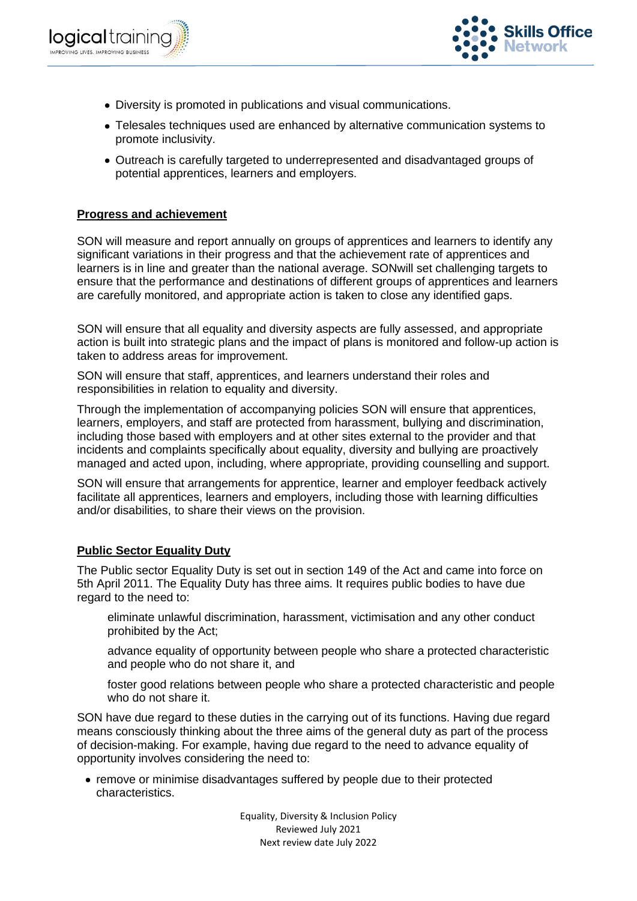- Diversity is promoted in publications and visual communications.
- Telesales techniques used are enhanced by alternative communication systems to promote inclusivity.
- Outreach is carefully targeted to underrepresented and disadvantaged groups of potential apprentices, learners and employers.

**Progress and achievement**

SON will measure and report annually on groups of apprentices and learners to identify any significant variations in their progress and that the achievement rate of apprentices and learners is in line and greater than the national average. SONwill set challenging targets to ensure that the performance and destinations of different groups of apprentices and learners are carefully monitored, and appropriate action is taken to close any identified gaps.

SON will ensure that all equality and diversity aspects are fully assessed, and appropriate action is built into strategic plans and the impact of plans is monitored and follow-up action is taken to address areas for improvement.

SON will ensure that staff, apprentices, and learners understand their roles and responsibilities in relation to equality and diversity.

Through the implementation of accompanying policies SON will ensure that apprentices, learners, employers, and staff are protected from harassment, bullying and discrimination, including those based with employers and at other sites external to the provider and that incidents and complaints specifically about equality, diversity and bullying are proactively managed and acted upon, including, where appropriate, providing counselling and support.

SON will ensure that arrangements for apprentice, learner and employer feedback actively facilitate all apprentices, learners and employers, including those with learning difficulties and/or disabilities, to share their views on the provision.

**Public Sector Equality Duty**

The Public sector Equality Duty is set out in section 149 of the Act and came into force on 5th April 2011. The Equality Duty has three aims. It requires public bodies to have due regard to the need to:

eliminate unlawful discrimination, harassment, victimisation and any other conduct prohibited by the Act;

advance equality of opportunity between people who share a protected characteristic and people who do not share it, and

foster good relations between people who share a protected characteristic and people who do not share it.

SON have due regard to these duties in the carrying out of its functions. Having due regard means consciously thinking about the three aims of the general duty as part of the process of decision-making. For example, having due regard to the need to advance equality of opportunity involves considering the need to:

- remove or minimise disadvantages suffered by people due to their protected characteristics.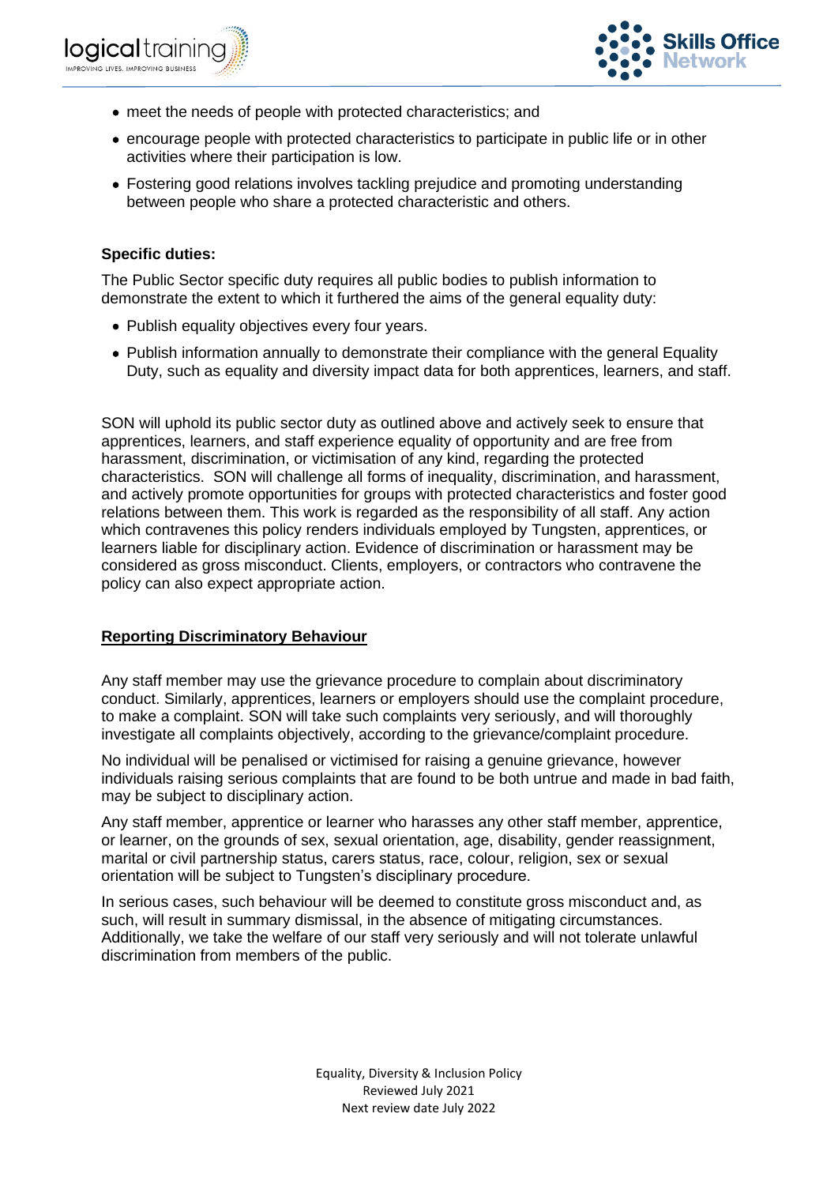- meet the needs of people with protected characteristics; and
- encourage people with protected characteristics to participate in public life or in other activities where their participation is low.
- Fostering good relations involves tackling prejudice and promoting understanding between people who share a protected characteristic and others.

**Specific duties:**

The Public Sector specific duty requires all public bodies to publish information to demonstrate the extent to which it furthered the aims of the general equality duty:

- Publish equality objectives every four years.
- Publish information annually to demonstrate their compliance with the general Equality Duty, such as equality and diversity impact data for both apprentices, learners, and staff.

SON will uphold its public sector duty as outlined above and actively seek to ensure that apprentices, learners, and staff experience equality of opportunity and are free from harassment, discrimination, or victimisation of any kind, regarding the protected characteristics. SON will challenge all forms of inequality, discrimination, and harassment, and actively promote opportunities for groups with protected characteristics and foster good relations between them. This work is regarded as the responsibility of all staff. Any action which contravenes this policy renders individuals employed by Tungsten, apprentices, or learners liable for disciplinary action. Evidence of discrimination or harassment may be considered as gross misconduct. Clients, employers, or contractors who contravene the policy can also expect appropriate action.

## Reporting Discriminatory Behaviour

Any staff member may use the grievance procedure to complain about discriminatory conduct. Similarly, apprentices, learners or employers should use the complaint procedure, to make a complaint. SON will take such complaints very seriously, and will thoroughly investigate all complaints objectively, according to the grievance/complaint procedure.

No individual will be penalised or victimised for raising a genuine grievance, however individuals raising serious complaints that are found to be both untrue and made in bad faith, may be subject to disciplinary action.

Any staff member, apprentice or learner who harasses any other staff member, apprentice, or learner, on the grounds of sex, sexual orientation, age, disability, gender reassignment, marital or civil partnership status, carers status, race, colour, religion, sex or sexual orientation will be subject to Tungsten's disciplinary procedure.

In serious cases, such behaviour will be deemed to constitute gross misconduct and, as such, will result in summary dismissal, in the absence of mitigating circumstances. Additionally, we take the welfare of our staff very seriously and will not tolerate unlawful discrimination from members of the public.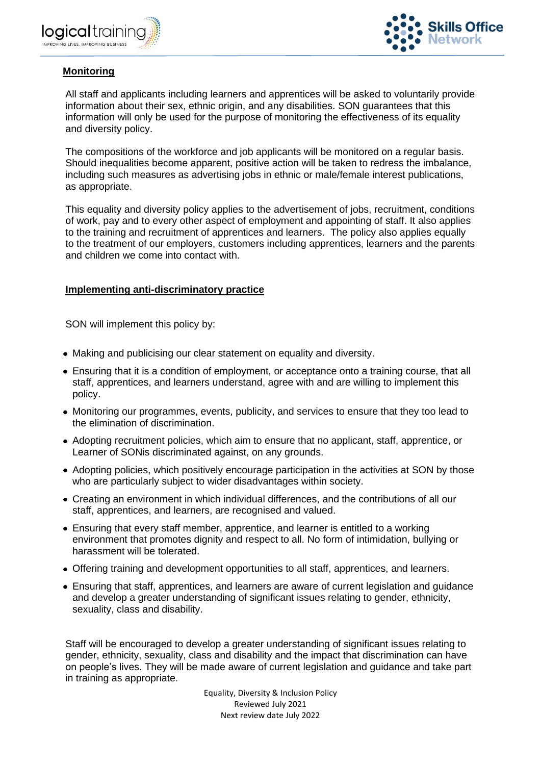## Monitoring

All staff and applicants including learners and apprentices will be asked to voluntarily provide information about their sex, ethnic origin, and any disabilities. SON guarantees that this information will only be used for the purpose of monitoring the effectiveness of its equality and diversity policy.

The compositions of the workforce and job applicants will be monitored on a regular basis. Should inequalities become apparent, positive action will be taken to redress the imbalance, including such measures as advertising jobs in ethnic or male/female interest publications, as appropriate.

This equality and diversity policy applies to the advertisement of jobs, recruitment, conditions of work, pay and to every other aspect of employment and appointing of staff. It also applies to the training and recruitment of apprentices and learners. The policy also applies equally to the treatment of our employers, customers including apprentices, learners and the parents and children we come into contact with.

## Implementing anti-discriminatory practice

SON will implement this policy by:

- Making and publicising our clear statement on equality and diversity.
- Ensuring that it is a condition of employment, or acceptance onto a training course, that all staff, apprentices, and learners understand, agree with and are willing to implement this policy.
- Monitoring our programmes, events, publicity, and services to ensure that they too lead to the elimination of discrimination.
- Adopting recruitment policies, which aim to ensure that no applicant, staff, apprentice, or Learner of SONis discriminated against, on any grounds.
- Adopting policies, which positively encourage participation in the activities at SON by those who are particularly subject to wider disadvantages within society.
- Creating an environment in which individual differences, and the contributions of all our staff, apprentices, and learners, are recognised and valued.
- Ensuring that every staff member, apprentice, and learner is entitled to a working environment that promotes dignity and respect to all. No form of intimidation, bullying or harassment will be tolerated.
- Offering training and development opportunities to all staff, apprentices, and learners.
- Ensuring that staff, apprentices, and learners are aware of current legislation and guidance and develop a greater understanding of significant issues relating to gender, ethnicity, sexuality, class and disability.

Staff will be encouraged to develop a greater understanding of significant issues relating to gender, ethnicity, sexuality, class and disability and the impact that discrimination can have on people's lives. They will be made aware of current legislation and guidance and take part in training as appropriate.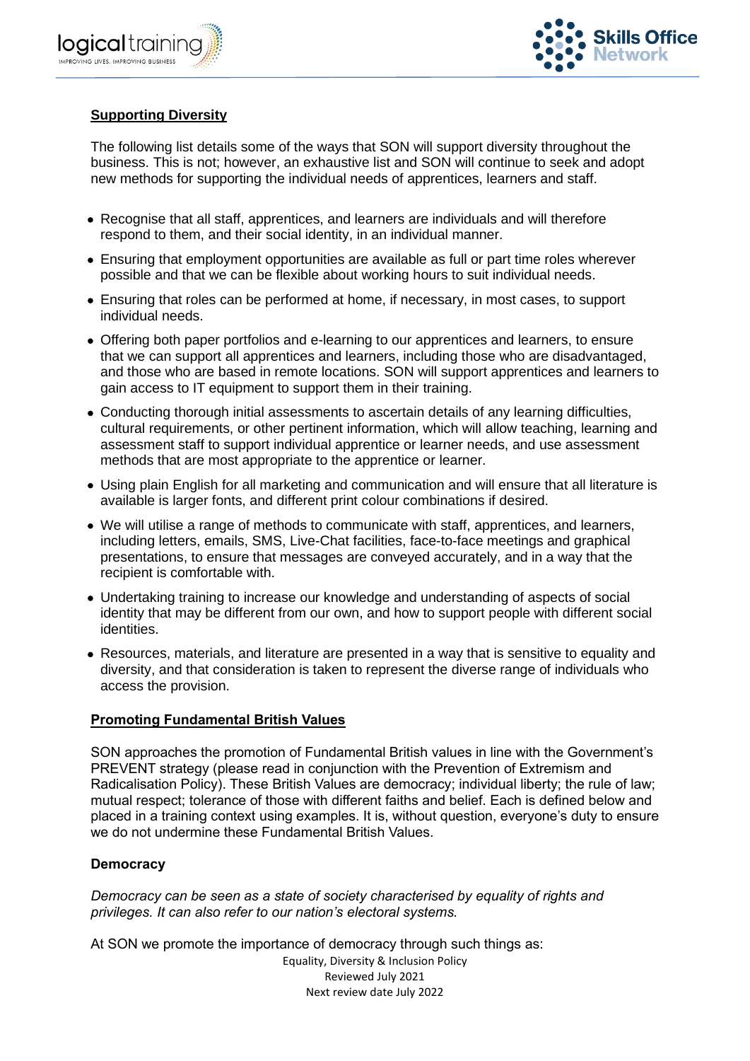**Supporting Diversity**

The following list details some of the ways that SON will support diversity throughout the business. This is not; however, an exhaustive list and SON will continue to seek and adopt new methods for supporting the individual needs of apprentices, learners and staff.

- Recognise that all staff, apprentices, and learners are individuals and will therefore respond to them, and their social identity, in an individual manner.
- Ensuring that employment opportunities are available as full or part time roles wherever possible and that we can be flexible about working hours to suit individual needs.
- Ensuring that roles can be performed at home, if necessary, in most cases, to support individual needs.
- Offering both paper portfolios and e-learning to our apprentices and learners, to ensure that we can support all apprentices and learners, including those who are disadvantaged, and those who are based in remote locations. SON will support apprentices and learners to gain access to IT equipment to support them in their training.
- Conducting thorough initial assessments to ascertain details of any learning difficulties, cultural requirements, or other pertinent information, which will allow teaching, learning and assessment staff to support individual apprentice or learner needs, and use assessment methods that are most appropriate to the apprentice or learner.
- Using plain English for all marketing and communication and will ensure that all literature is available is larger fonts, and different print colour combinations if desired.
- We will utilise a range of methods to communicate with staff, apprentices, and learners, including letters, emails, SMS, Live-Chat facilities, face-to-face meetings and graphical presentations, to ensure that messages are conveyed accurately, and in a way that the recipient is comfortable with.
- Undertaking training to increase our knowledge and understanding of aspects of social identity that may be different from our own, and how to support people with different social identities.
- Resources, materials, and literature are presented in a way that is sensitive to equality and diversity, and that consideration is taken to represent the diverse range of individuals who access the provision.

**Promoting Fundamental British Values**

SON approaches the promotion of Fundamental British values in line with the Government's PREVENT strategy (please read in conjunction with the Prevention of Extremism and Radicalisation Policy). These British Values are democracy; individual liberty; the rule of law; mutual respect; tolerance of those with different faiths and belief. Each is defined below and placed in a training context using examples. It is, without question, everyone's duty to ensure we do not undermine these Fundamental British Values.

**Democracy**

*Democracy can be seen as a state of society characterised by equality of rights and privileges. It can also refer to our nation's electoral systems.*

At SON we promote the importance of democracy through such things as: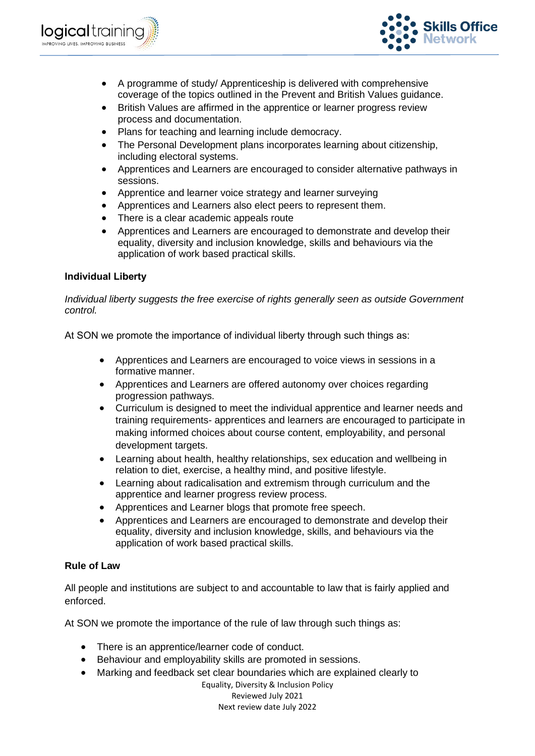- A programme of study/ Apprenticeship is delivered with comprehensive coverage of the topics outlined in the Prevent and British Values guidance.
- British Values are affirmed in the apprentice or learner progress review process and documentation.
- Plans for teaching and learning include democracy.
- The Personal Development plans incorporates learning about citizenship, including electoral systems.
- Apprentices and Learners are encouraged to consider alternative pathways in sessions.
- Apprentice and learner voice strategy and learner surveying
- Apprentices and Learners also elect peers to represent them.
- There is a clear academic appeals route
- Apprentices and Learners are encouraged to demonstrate and develop their equality, diversity and inclusion knowledge, skills and behaviours via the application of work based practical skills.

**Individual Liberty**

*Individual liberty suggests the free exercise of rights generally seen as outside Government control.*

At SON we promote the importance of individual liberty through such things as:

- Apprentices and Learners are encouraged to voice views in sessions in a formative manner.
- Apprentices and Learners are offered autonomy over choices regarding progression pathways.
- Curriculum is designed to meet the individual apprentice and learner needs and training requirements- apprentices and learners are encouraged to participate in making informed choices about course content, employability, and personal development targets.
- Learning about health, healthy relationships, sex education and wellbeing in relation to diet, exercise, a healthy mind, and positive lifestyle.
- Learning about radicalisation and extremism through curriculum and the apprentice and learner progress review process.
- Apprentices and Learner blogs that promote free speech.
- Apprentices and Learners are encouraged to demonstrate and develop their equality, diversity and inclusion knowledge, skills, and behaviours via the application of work based practical skills.

**Rule of Law**

All people and institutions are subject to and accountable to law that is fairly applied and enforced.

At SON we promote the importance of the rule of law through such things as:

- There is an apprentice/learner code of conduct.
- Behaviour and employability skills are promoted in sessions.
- Marking and feedback set clear boundaries which are explained clearly to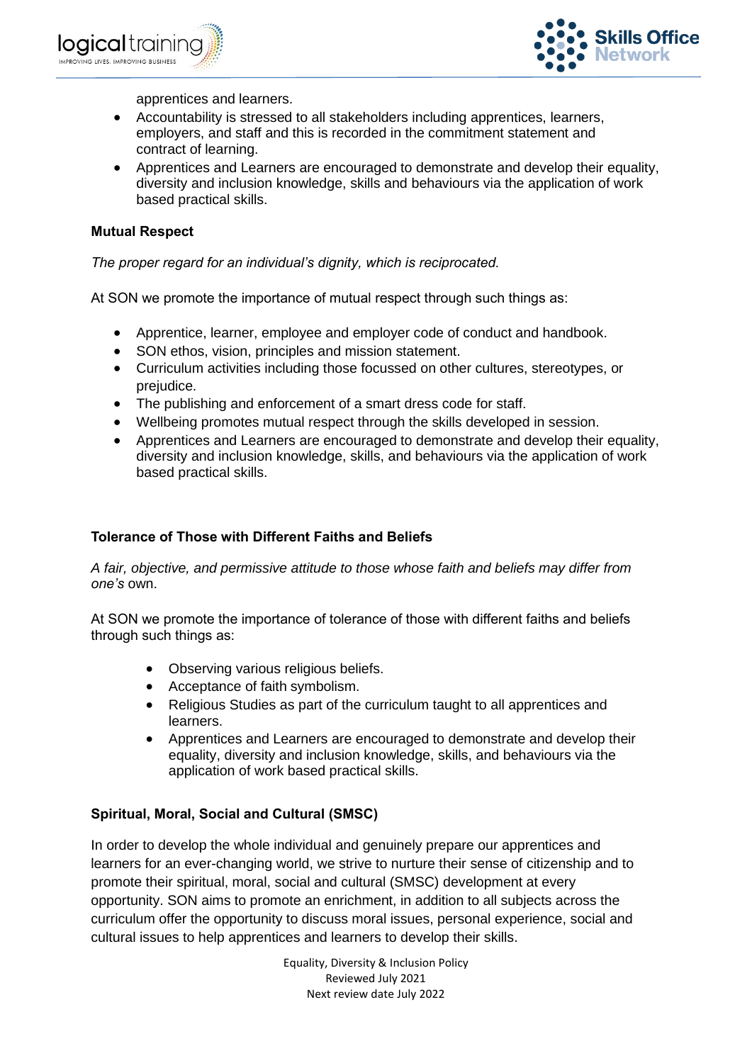apprentices and learners.

- Accountability is stressed to all stakeholders including apprentices, learners, employers, and staff and this is recorded in the commitment statement and contract of learning.
- Apprentices and Learners are encouraged to demonstrate and develop their equality, diversity and inclusion knowledge, skills and behaviours via the application of work based practical skills.

**Mutual Respect**

*The proper regard for an individual's dignity, which is reciprocated.*

At SON we promote the importance of mutual respect through such things as:

- Apprentice, learner, employee and employer code of conduct and handbook.
- SON ethos, vision, principles and mission statement.
- Curriculum activities including those focussed on other cultures, stereotypes, or prejudice.
- The publishing and enforcement of a smart dress code for staff.
- Wellbeing promotes mutual respect through the skills developed in session.
- Apprentices and Learners are encouraged to demonstrate and develop their equality, diversity and inclusion knowledge, skills, and behaviours via the application of work based practical skills.

**Tolerance of Those with Different Faiths and Beliefs**

*A fair, objective, and permissive attitude to those whose faith and beliefs may differ from one's* own.

At SON we promote the importance of tolerance of those with different faiths and beliefs through such things as:

- Observing various religious beliefs.
- Acceptance of faith symbolism.
- Religious Studies as part of the curriculum taught to all apprentices and learners.
- Apprentices and Learners are encouraged to demonstrate and develop their equality, diversity and inclusion knowledge, skills, and behaviours via the application of work based practical skills.

**Spiritual, Moral, Social and Cultural (SMSC)**

In order to develop the whole individual and genuinely prepare our apprentices and learners for an ever-changing world, we strive to nurture their sense of citizenship and to promote their spiritual, moral, social and cultural (SMSC) development at every opportunity. SON aims to promote an enrichment, in addition to all subjects across the curriculum offer the opportunity to discuss moral issues, personal experience, social and cultural issues to help apprentices and learners to develop their skills.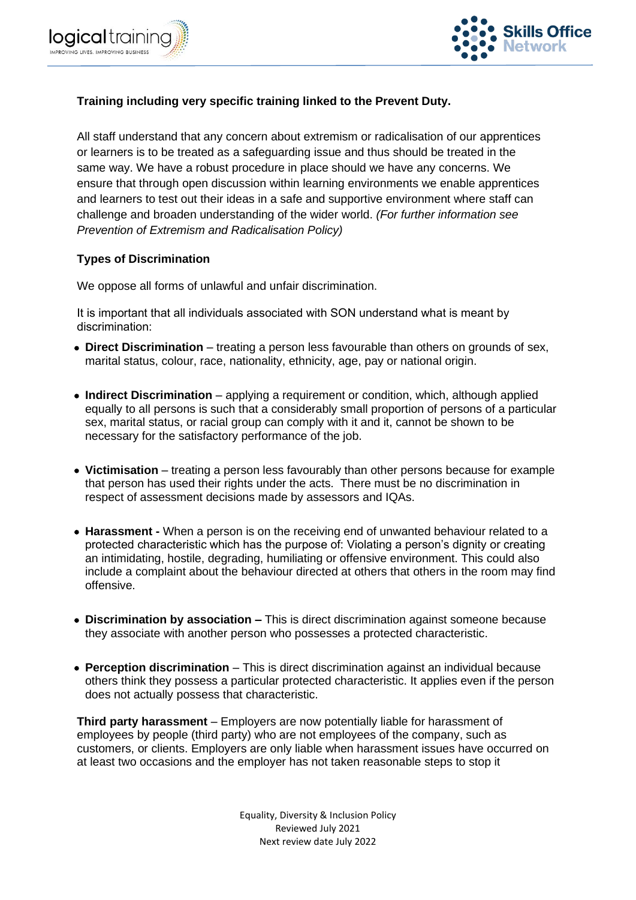**Training including very specific training linked to the Prevent Duty.**

All staff understand that any concern about extremism or radicalisation of our apprentices or learners is to be treated as a safeguarding issue and thus should be treated in the same way. We have a robust procedure in place should we have any concerns. We ensure that through open discussion within learning environments we enable apprentices and learners to test out their ideas in a safe and supportive environment where staff can challenge and broaden understanding of the wider world. *(For further information see Prevention of Extremism and Radicalisation Policy)*

**Types of Discrimination**

We oppose all forms of unlawful and unfair discrimination.

It is important that all individuals associated with SON understand what is meant by discrimination:

- **Direct Discrimination** – treating a person less favourable than others on grounds of sex, marital status, colour, race, nationality, ethnicity, age, pay or national origin.
- **Indirect Discrimination** – applying a requirement or condition, which, although applied equally to all persons is such that a considerably small proportion of persons of a particular sex, marital status, or racial group can comply with it and it, cannot be shown to be necessary for the satisfactory performance of the job.
- **Victimisation** – treating a person less favourably than other persons because for example that person has used their rights under the acts. There must be no discrimination in respect of assessment decisions made by assessors and IQAs.
- **Harassment -** When a person is on the receiving end of unwanted behaviour related to a protected characteristic which has the purpose of: Violating a person's dignity or creating an intimidating, hostile, degrading, humiliating or offensive environment. This could also include a complaint about the behaviour directed at others that others in the room may find offensive.
- **Discrimination by association –** This is direct discrimination against someone because they associate with another person who possesses a protected characteristic.
- **Perception discrimination** – This is direct discrimination against an individual because others think they possess a particular protected characteristic. It applies even if the person does not actually possess that characteristic.

**Third party harassment** – Employers are now potentially liable for harassment of employees by people (third party) who are not employees of the company, such as customers, or clients. Employers are only liable when harassment issues have occurred on at least two occasions and the employer has not taken reasonable steps to stop it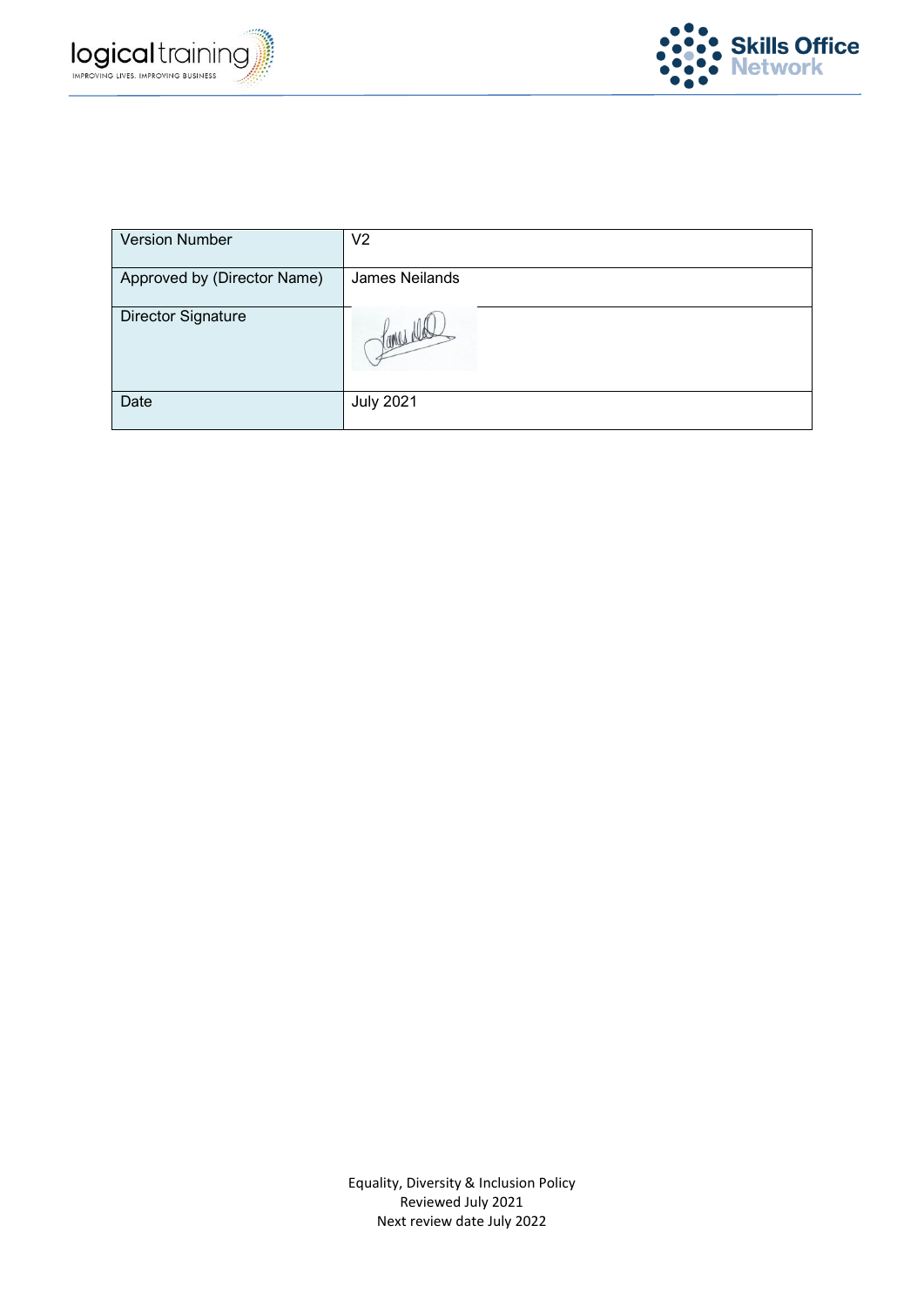| | |
|---|---|
| Version Number | V2 |
| Approved by (Director Name) | James Neilands |
| Director Signature | |
| Date | July 2021 |